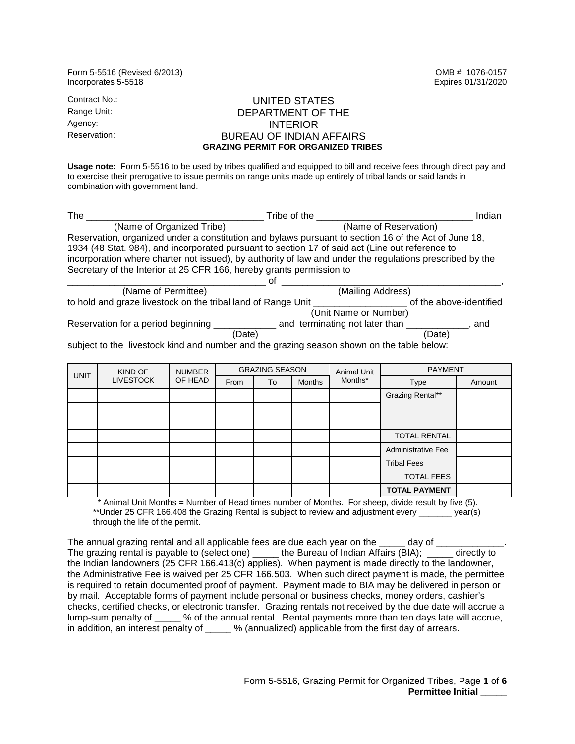Form 5-5516 (Revised 6/2013)
Incorporates 5-5518

OMB # 1076-0157
Expires 01/31/2020

Contract No.:
Range Unit:
Agency:
Reservation:

# UNITED STATES DEPARTMENT OF THE INTERIOR BUREAU OF INDIAN AFFAIRS

## GRAZING PERMIT FOR ORGANIZED TRIBES

**Usage note:** Form 5-5516 to be used by tribes qualified and equipped to bill and receive fees through direct pay and to exercise their prerogative to issue permits on range units made up entirely of tribal lands or said lands in combination with government land.

The __________________________________ Tribe of the ______________________________ Indian
(Name of Organized Tribe) (Name of Reservation)
Reservation, organized under a constitution and bylaws pursuant to section 16 of the Act of June 18, 1934 (48 Stat. 984), and incorporated pursuant to section 17 of said act (Line out reference to incorporation where charter not issued), by authority of law and under the regulations prescribed by the Secretary of the Interior at 25 CFR 166, hereby grants permission to
______________________________________ of __________________________________________,
(Name of Permittee) (Mailing Address)
to hold and graze livestock on the tribal land of Range Unit __________________ of the above-identified
(Unit Name or Number)
Reservation for a period beginning ____________ and terminating not later than ____________, and
(Date) (Date)
subject to the livestock kind and number and the grazing season shown on the table below:

| UNIT | KIND OF LIVESTOCK | NUMBER OF HEAD | GRAZING SEASON | | | Animal Unit Months* | PAYMENT | |
|---|---|---|---|---|---|---|---|---|
| | | | From | To | Months | | Type | Amount |
| | | | | | | | Grazing Rental** | |
| | | | | | | | | |
| | | | | | | | | |
| | | | | | | | TOTAL RENTAL | |
| | | | | | | | Administrative Fee | |
| | | | | | | | Tribal Fees | |
| | | | | | | | TOTAL FEES | |
| | | | | | | | **TOTAL PAYMENT** | |

\* Animal Unit Months = Number of Head times number of Months. For sheep, divide result by five (5).
**Under 25 CFR 166.408 the Grazing Rental is subject to review and adjustment every _______ year(s) through the life of the permit.

The annual grazing rental and all applicable fees are due each year on the _____ day of _____________. The grazing rental is payable to (select one) _____ the Bureau of Indian Affairs (BIA); _____ directly to the Indian landowners (25 CFR 166.413(c) applies). When payment is made directly to the landowner, the Administrative Fee is waived per 25 CFR 166.503. When such direct payment is made, the permittee is required to retain documented proof of payment. Payment made to BIA may be delivered in person or by mail. Acceptable forms of payment include personal or business checks, money orders, cashier's checks, certified checks, or electronic transfer. Grazing rentals not received by the due date will accrue a lump-sum penalty of _____ % of the annual rental. Rental payments more than ten days late will accrue, in addition, an interest penalty of _____ % (annualized) applicable from the first day of arrears.

**Permittee Initial _____**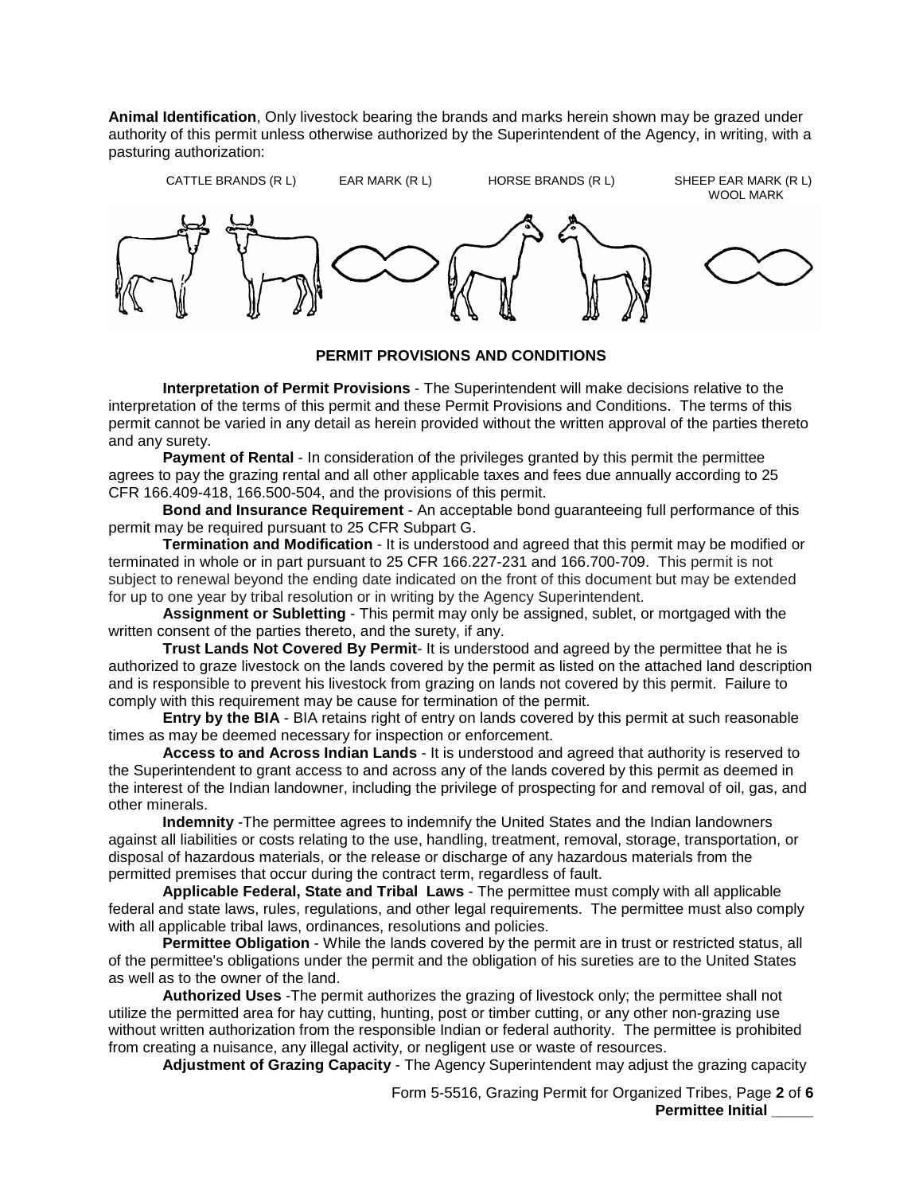**Animal Identification**, Only livestock bearing the brands and marks herein shown may be grazed under authority of this permit unless otherwise authorized by the Superintendent of the Agency, in writing, with a pasturing authorization:

| CATTLE BRANDS (R L) | EAR MARK (R L) | HORSE BRANDS (R L) | SHEEP EAR MARK (R L) WOOL MARK |
|---|---|---|---|

## PERMIT PROVISIONS AND CONDITIONS

**Interpretation of Permit Provisions** - The Superintendent will make decisions relative to the interpretation of the terms of this permit and these Permit Provisions and Conditions. The terms of this permit cannot be varied in any detail as herein provided without the written approval of the parties thereto and any surety.

**Payment of Rental** - In consideration of the privileges granted by this permit the permittee agrees to pay the grazing rental and all other applicable taxes and fees due annually according to 25 CFR 166.409-418, 166.500-504, and the provisions of this permit.

**Bond and Insurance Requirement** - An acceptable bond guaranteeing full performance of this permit may be required pursuant to 25 CFR Subpart G.

**Termination and Modification** - It is understood and agreed that this permit may be modified or terminated in whole or in part pursuant to 25 CFR 166.227-231 and 166.700-709. This permit is not subject to renewal beyond the ending date indicated on the front of this document but may be extended for up to one year by tribal resolution or in writing by the Agency Superintendent.

**Assignment or Subletting** - This permit may only be assigned, sublet, or mortgaged with the written consent of the parties thereto, and the surety, if any.

**Trust Lands Not Covered By Permit**- It is understood and agreed by the permittee that he is authorized to graze livestock on the lands covered by the permit as listed on the attached land description and is responsible to prevent his livestock from grazing on lands not covered by this permit. Failure to comply with this requirement may be cause for termination of the permit.

**Entry by the BIA** - BIA retains right of entry on lands covered by this permit at such reasonable times as may be deemed necessary for inspection or enforcement.

**Access to and Across Indian Lands** - It is understood and agreed that authority is reserved to the Superintendent to grant access to and across any of the lands covered by this permit as deemed in the interest of the Indian landowner, including the privilege of prospecting for and removal of oil, gas, and other minerals.

**Indemnity** -The permittee agrees to indemnify the United States and the Indian landowners against all liabilities or costs relating to the use, handling, treatment, removal, storage, transportation, or disposal of hazardous materials, or the release or discharge of any hazardous materials from the permitted premises that occur during the contract term, regardless of fault.

**Applicable Federal, State and Tribal Laws** - The permittee must comply with all applicable federal and state laws, rules, regulations, and other legal requirements. The permittee must also comply with all applicable tribal laws, ordinances, resolutions and policies.

**Permittee Obligation** - While the lands covered by the permit are in trust or restricted status, all of the permittee's obligations under the permit and the obligation of his sureties are to the United States as well as to the owner of the land.

**Authorized Uses** -The permit authorizes the grazing of livestock only; the permittee shall not utilize the permitted area for hay cutting, hunting, post or timber cutting, or any other non-grazing use without written authorization from the responsible Indian or federal authority. The permittee is prohibited from creating a nuisance, any illegal activity, or negligent use or waste of resources.

**Adjustment of Grazing Capacity** - The Agency Superintendent may adjust the grazing capacity

Form 5-5516, Grazing Permit for Organized Tribes

**Permittee Initial _____**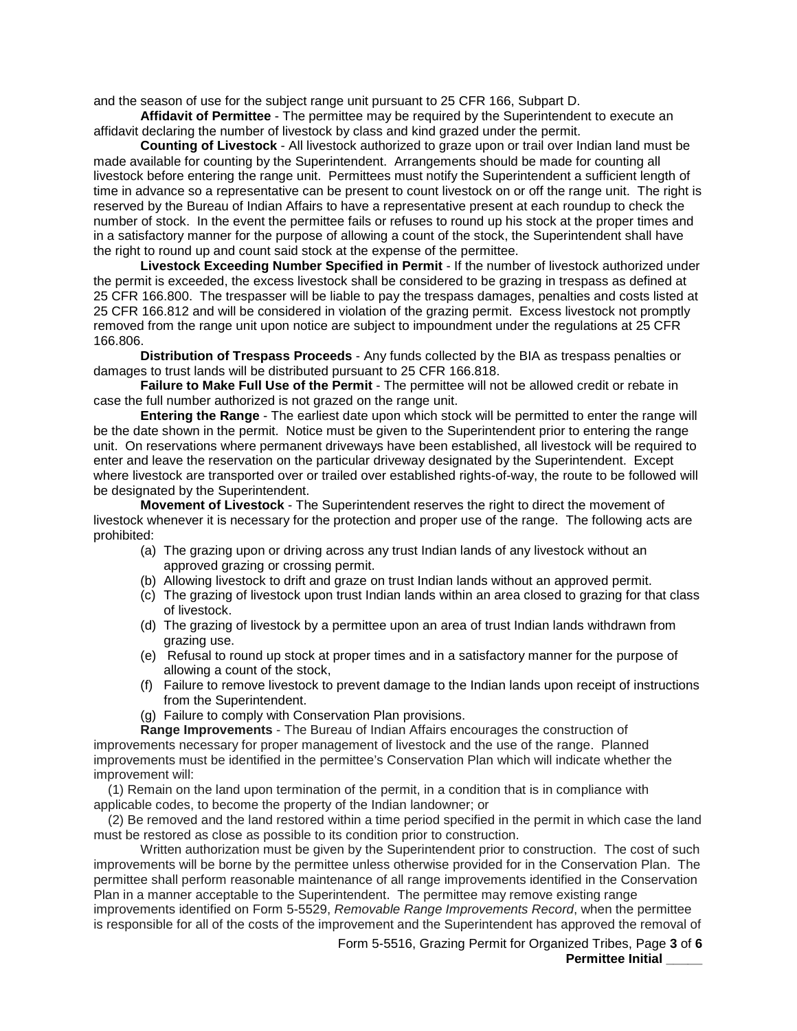and the season of use for the subject range unit pursuant to 25 CFR 166, Subpart D.

**Affidavit of Permittee** - The permittee may be required by the Superintendent to execute an affidavit declaring the number of livestock by class and kind grazed under the permit.

**Counting of Livestock** - All livestock authorized to graze upon or trail over Indian land must be made available for counting by the Superintendent. Arrangements should be made for counting all livestock before entering the range unit. Permittees must notify the Superintendent a sufficient length of time in advance so a representative can be present to count livestock on or off the range unit. The right is reserved by the Bureau of Indian Affairs to have a representative present at each roundup to check the number of stock. In the event the permittee fails or refuses to round up his stock at the proper times and in a satisfactory manner for the purpose of allowing a count of the stock, the Superintendent shall have the right to round up and count said stock at the expense of the permittee.

**Livestock Exceeding Number Specified in Permit** - If the number of livestock authorized under the permit is exceeded, the excess livestock shall be considered to be grazing in trespass as defined at 25 CFR 166.800. The trespasser will be liable to pay the trespass damages, penalties and costs listed at 25 CFR 166.812 and will be considered in violation of the grazing permit. Excess livestock not promptly removed from the range unit upon notice are subject to impoundment under the regulations at 25 CFR 166.806.

**Distribution of Trespass Proceeds** - Any funds collected by the BIA as trespass penalties or damages to trust lands will be distributed pursuant to 25 CFR 166.818.

**Failure to Make Full Use of the Permit** - The permittee will not be allowed credit or rebate in case the full number authorized is not grazed on the range unit.

**Entering the Range** - The earliest date upon which stock will be permitted to enter the range will be the date shown in the permit. Notice must be given to the Superintendent prior to entering the range unit. On reservations where permanent driveways have been established, all livestock will be required to enter and leave the reservation on the particular driveway designated by the Superintendent. Except where livestock are transported over or trailed over established rights-of-way, the route to be followed will be designated by the Superintendent.

**Movement of Livestock** - The Superintendent reserves the right to direct the movement of livestock whenever it is necessary for the protection and proper use of the range. The following acts are prohibited:

(a) The grazing upon or driving across any trust Indian lands of any livestock without an approved grazing or crossing permit.
(b) Allowing livestock to drift and graze on trust Indian lands without an approved permit.
(c) The grazing of livestock upon trust Indian lands within an area closed to grazing for that class of livestock.
(d) The grazing of livestock by a permittee upon an area of trust Indian lands withdrawn from grazing use.
(e) Refusal to round up stock at proper times and in a satisfactory manner for the purpose of allowing a count of the stock,
(f) Failure to remove livestock to prevent damage to the Indian lands upon receipt of instructions from the Superintendent.
(g) Failure to comply with Conservation Plan provisions.

**Range Improvements** - The Bureau of Indian Affairs encourages the construction of improvements necessary for proper management of livestock and the use of the range. Planned improvements must be identified in the permittee's Conservation Plan which will indicate whether the improvement will:

(1) Remain on the land upon termination of the permit, in a condition that is in compliance with applicable codes, to become the property of the Indian landowner; or

(2) Be removed and the land restored within a time period specified in the permit in which case the land must be restored as close as possible to its condition prior to construction.

Written authorization must be given by the Superintendent prior to construction. The cost of such improvements will be borne by the permittee unless otherwise provided for in the Conservation Plan. The permittee shall perform reasonable maintenance of all range improvements identified in the Conservation Plan in a manner acceptable to the Superintendent. The permittee may remove existing range improvements identified on Form 5-5529, *Removable Range Improvements Record*, when the permittee is responsible for all of the costs of the improvement and the Superintendent has approved the removal of

**Permittee Initial _____**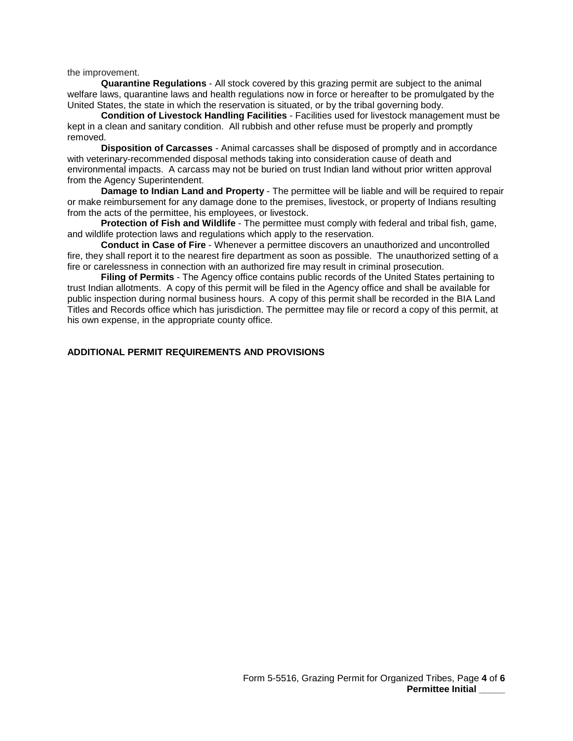the improvement.

**Quarantine Regulations** - All stock covered by this grazing permit are subject to the animal welfare laws, quarantine laws and health regulations now in force or hereafter to be promulgated by the United States, the state in which the reservation is situated, or by the tribal governing body.

**Condition of Livestock Handling Facilities** - Facilities used for livestock management must be kept in a clean and sanitary condition. All rubbish and other refuse must be properly and promptly removed.

**Disposition of Carcasses** - Animal carcasses shall be disposed of promptly and in accordance with veterinary-recommended disposal methods taking into consideration cause of death and environmental impacts. A carcass may not be buried on trust Indian land without prior written approval from the Agency Superintendent.

**Damage to Indian Land and Property** - The permittee will be liable and will be required to repair or make reimbursement for any damage done to the premises, livestock, or property of Indians resulting from the acts of the permittee, his employees, or livestock.

**Protection of Fish and Wildlife** - The permittee must comply with federal and tribal fish, game, and wildlife protection laws and regulations which apply to the reservation.

**Conduct in Case of Fire** - Whenever a permittee discovers an unauthorized and uncontrolled fire, they shall report it to the nearest fire department as soon as possible. The unauthorized setting of a fire or carelessness in connection with an authorized fire may result in criminal prosecution.

**Filing of Permits** - The Agency office contains public records of the United States pertaining to trust Indian allotments. A copy of this permit will be filed in the Agency office and shall be available for public inspection during normal business hours. A copy of this permit shall be recorded in the BIA Land Titles and Records office which has jurisdiction. The permittee may file or record a copy of this permit, at his own expense, in the appropriate county office.

**ADDITIONAL PERMIT REQUIREMENTS AND PROVISIONS**

Form 5-5516, Grazing Permit for Organized Tribes, Page **4** of **6**
**Permittee Initial _____**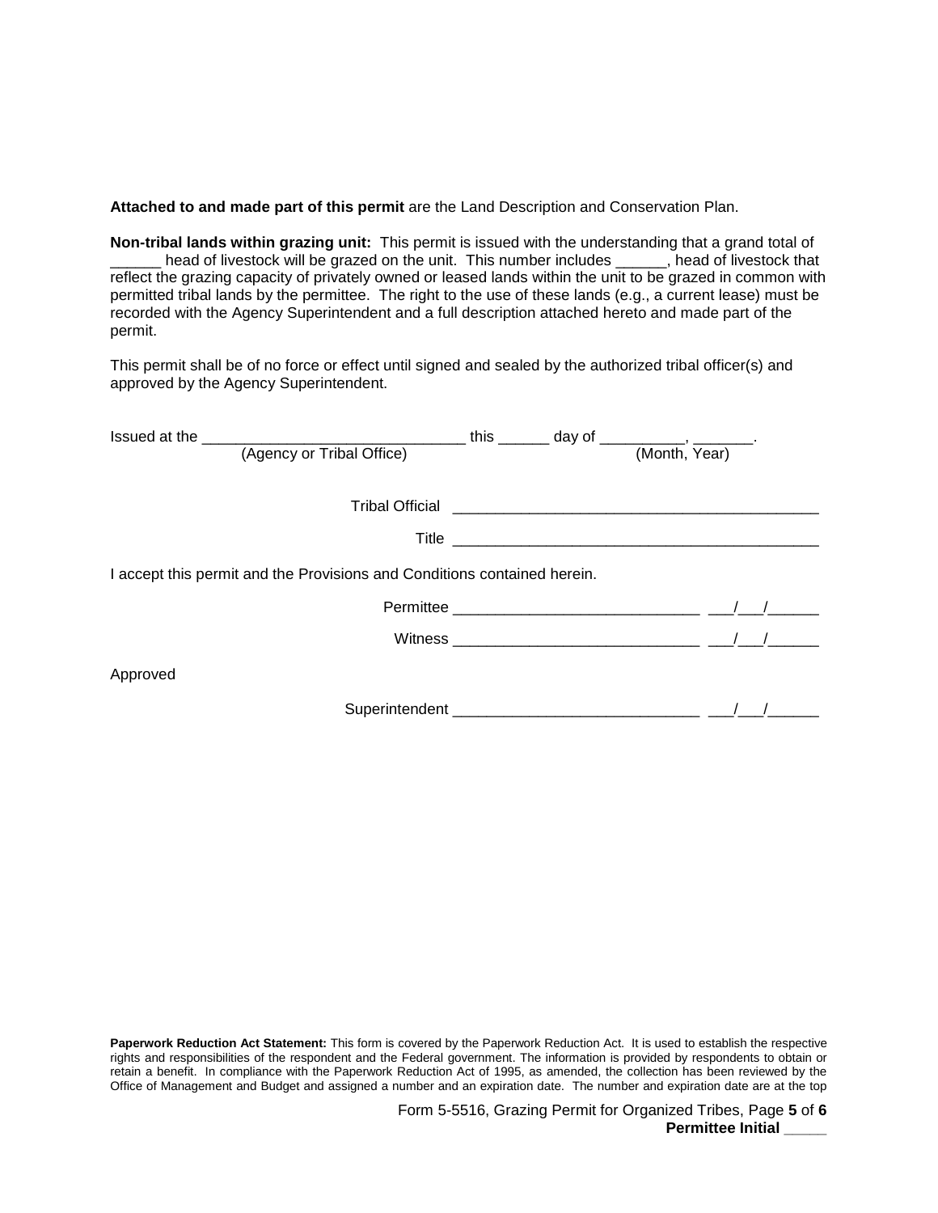**Attached to and made part of this permit** are the Land Description and Conservation Plan.

**Non-tribal lands within grazing unit:** This permit is issued with the understanding that a grand total of ______ head of livestock will be grazed on the unit. This number includes ______, head of livestock that reflect the grazing capacity of privately owned or leased lands within the unit to be grazed in common with permitted tribal lands by the permittee. The right to the use of these lands (e.g., a current lease) must be recorded with the Agency Superintendent and a full description attached hereto and made part of the permit.

This permit shall be of no force or effect until signed and sealed by the authorized tribal officer(s) and approved by the Agency Superintendent.

Issued at the _______________________________ this ______ day of __________, _______.
(Agency or Tribal Office) (Month, Year)

Tribal Official ___________________________________________

Title ___________________________________________

I accept this permit and the Provisions and Conditions contained herein.

Permittee _____________________________ ___/___/______

Witness _____________________________ ___/___/______

Approved

Superintendent _____________________________ ___/___/______

**Paperwork Reduction Act Statement:** This form is covered by the Paperwork Reduction Act. It is used to establish the respective rights and responsibilities of the respondent and the Federal government. The information is provided by respondents to obtain or retain a benefit. In compliance with the Paperwork Reduction Act of 1995, as amended, the collection has been reviewed by the Office of Management and Budget and assigned a number and an expiration date. The number and expiration date are at the top

**Permittee Initial _____**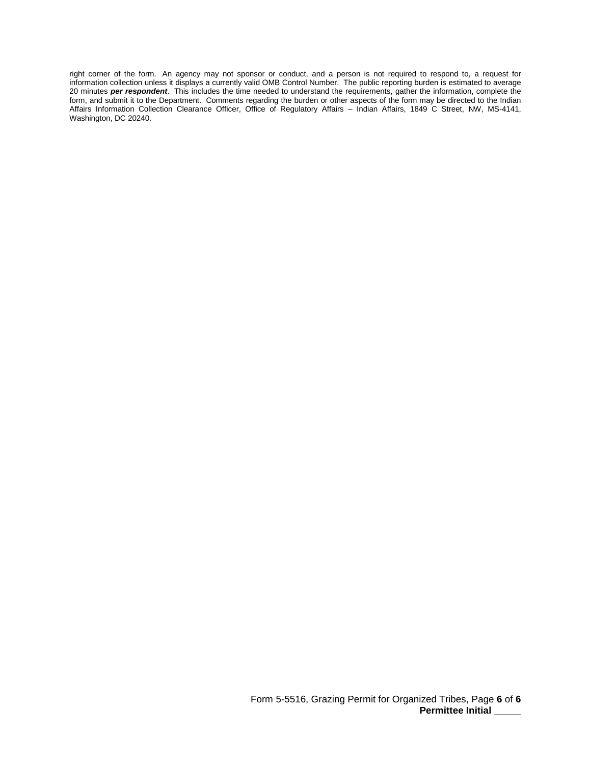right corner of the form. An agency may not sponsor or conduct, and a person is not required to respond to, a request for information collection unless it displays a currently valid OMB Control Number. The public reporting burden is estimated to average 20 minutes ***per respondent***. This includes the time needed to understand the requirements, gather the information, complete the form, and submit it to the Department. Comments regarding the burden or other aspects of the form may be directed to the Indian Affairs Information Collection Clearance Officer, Office of Regulatory Affairs – Indian Affairs, 1849 C Street, NW, MS-4141, Washington, DC 20240.

**Permittee Initial _____**